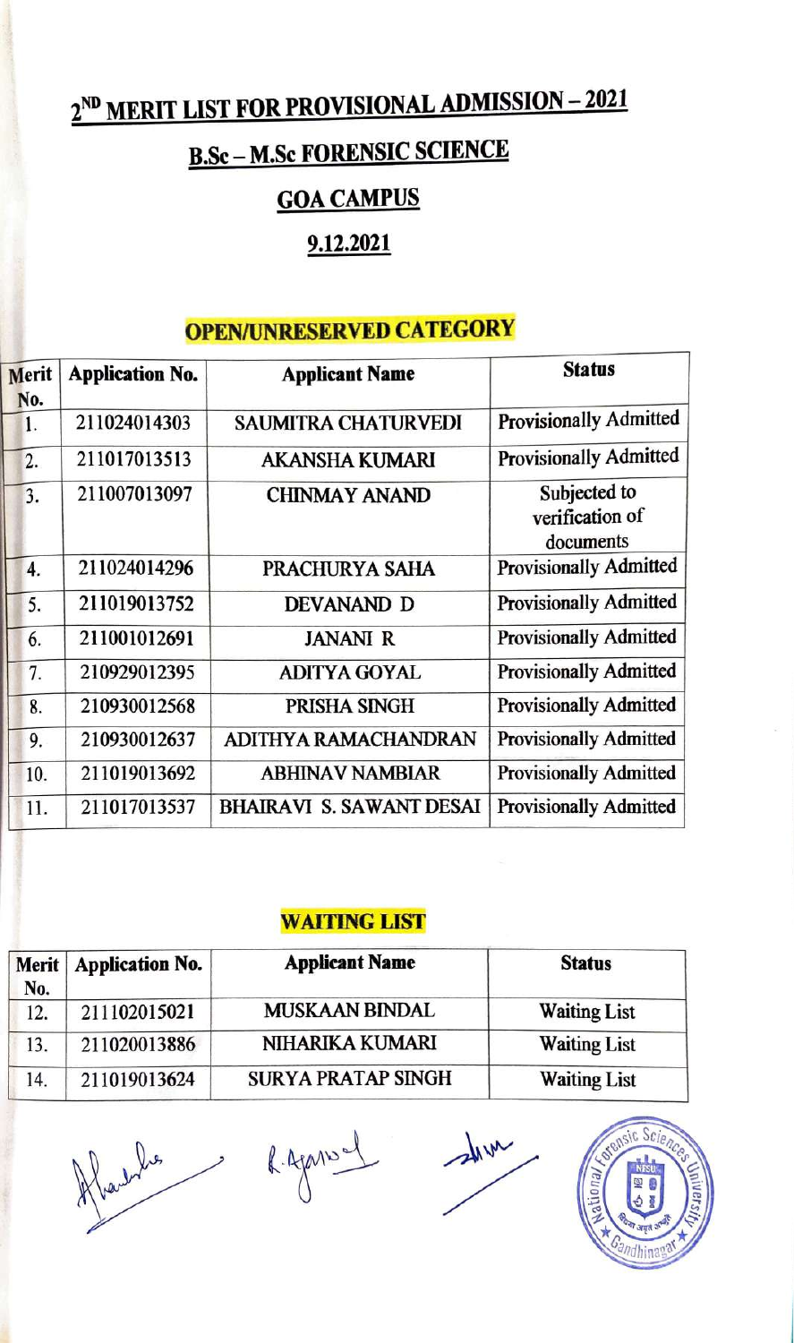# 2ND MERIT LIST FOR PROVISIONAL ADMISSION – 2021

## B.Sc – M.Sc FORENSIC SCIENCE

## GOA CAMPUS

## 9.12.2021

### OPEN/UNRESERVED CATEGORY

| Merit No. | Application No. | Applicant Name | Status |
|---|---|---|---|
| 1. | 211024014303 | SAUMITRA CHATURVEDI | Provisionally Admitted |
| 2. | 211017013513 | AKANSHA KUMARI | Provisionally Admitted |
| 3. | 211007013097 | CHINMAY ANAND | Subjected to verification of documents |
| 4. | 211024014296 | PRACHURYA SAHA | Provisionally Admitted |
| 5. | 211019013752 | DEVANAND D | Provisionally Admitted |
| 6. | 211001012691 | JANANI R | Provisionally Admitted |
| 7. | 210929012395 | ADITYA GOYAL | Provisionally Admitted |
| 8. | 210930012568 | PRISHA SINGH | Provisionally Admitted |
| 9. | 210930012637 | ADITHYA RAMACHANDRAN | Provisionally Admitted |
| 10. | 211019013692 | ABHINAV NAMBIAR | Provisionally Admitted |
| 11. | 211017013537 | BHAIRAVI S. SAWANT DESAI | Provisionally Admitted |

### WAITING LIST

| Merit No. | Application No. | Applicant Name | Status |
|---|---|---|---|
| 12. | 211102015021 | MUSKAAN BINDAL | Waiting List |
| 13. | 211020013886 | NIHARIKA KUMARI | Waiting List |
| 14. | 211019013624 | SURYA PRATAP SINGH | Waiting List |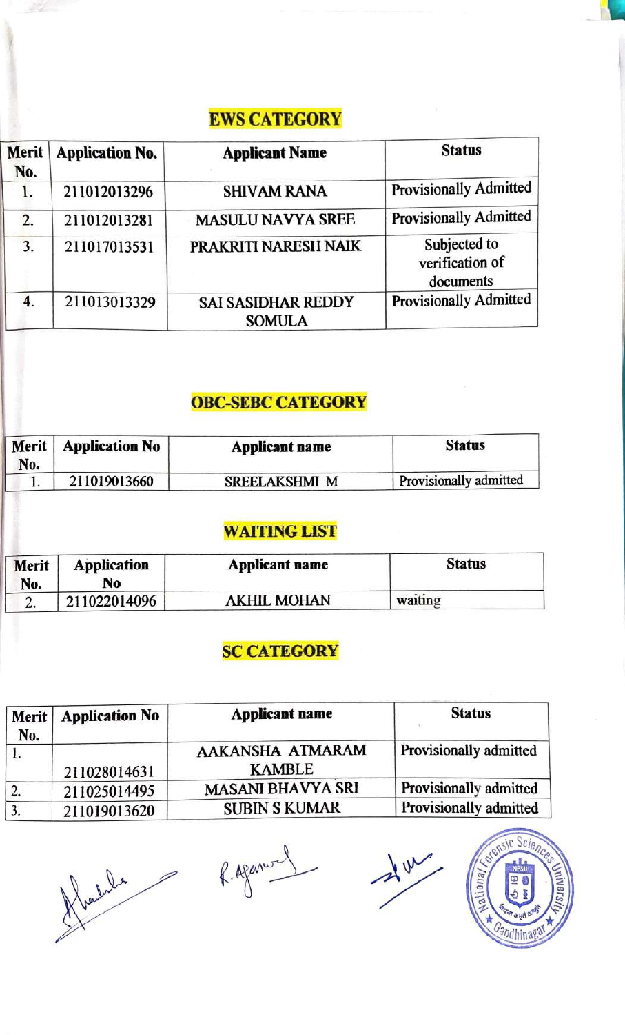## EWS CATEGORY

| Merit No. | Application No. | Applicant Name | Status |
|---|---|---|---|
| 1. | 211012013296 | SHIVAM RANA | Provisionally Admitted |
| 2. | 211012013281 | MASULU NAVYA SREE | Provisionally Admitted |
| 3. | 211017013531 | PRAKRITI NARESH NAIK | Subjected to verification of documents |
| 4. | 211013013329 | SAI SASIDHAR REDDY SOMULA | Provisionally Admitted |

## OBC-SEBC CATEGORY

| Merit No. | Application No | Applicant name | Status |
|---|---|---|---|
| 1. | 211019013660 | SREELAKSHMI M | Provisionally admitted |

## WAITING LIST

| Merit No. | Application No | Applicant name | Status |
|---|---|---|---|
| 2. | 211022014096 | AKHIL MOHAN | waiting |

## SC CATEGORY

| Merit No. | Application No | Applicant name | Status |
|---|---|---|---|
| 1. | 211028014631 | AAKANSHA ATMARAM KAMBLE | Provisionally admitted |
| 2. | 211025014495 | MASANI BHAVYA SRI | Provisionally admitted |
| 3. | 211019013620 | SUBIN S KUMAR | Provisionally admitted |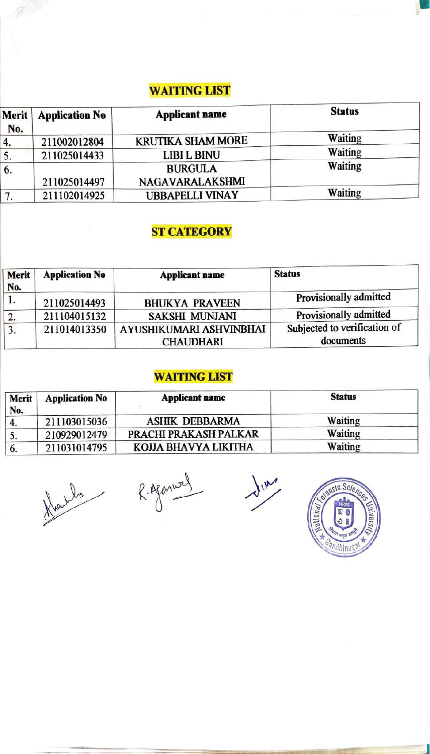## WAITING LIST

| Merit No. | Application No | Applicant name | Status |
|---|---|---|---|
| 4. | 211002012804 | KRUTIKA SHAM MORE | Waiting |
| 5. | 211025014433 | LIBI L BINU | Waiting |
| 6. | 211025014497 | BURGULA NAGAVARALAKSHMI | Waiting |
| 7. | 211102014925 | UBBAPELLI VINAY | Waiting |

## ST CATEGORY

| Merit No. | Application No | Applicant name | Status |
|---|---|---|---|
| 1. | 211025014493 | BHUKYA PRAVEEN | Provisionally admitted |
| 2. | 211104015132 | SAKSHI MUNJANI | Provisionally admitted |
| 3. | 211014013350 | AYUSHIKUMARI ASHVINBHAI CHAUDHARI | Subjected to verification of documents |

## WAITING LIST

| Merit No. | Application No | Applicant name | Status |
|---|---|---|---|
| 4. | 211103015036 | ASHIK DEBBARMA | Waiting |
| 5. | 210929012479 | PRACHI PRAKASH PALKAR | Waiting |
| 6. | 211031014795 | KOJJA BHAVYA LIKITHA | Waiting |